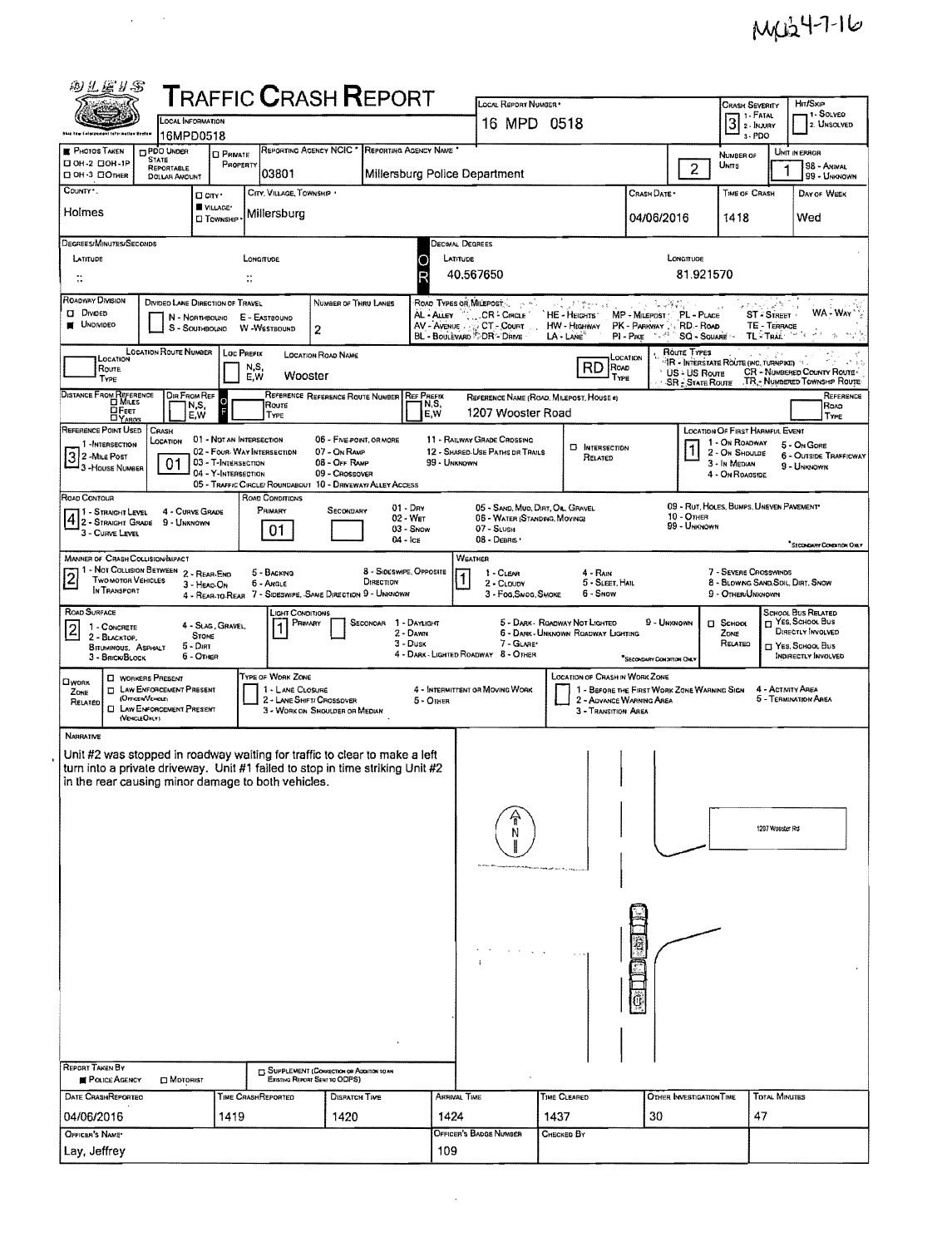MU24-7-16

# TRAFFIC CRASH REPORT

| Field | Value |
|---|---|
| Local Information | 16MPD0518 |
| Local Report Number | 16 MPD 0518 |
| Crash Severity | 3 (1 - Fatal, 2 - Injury, 3 - PDO) |
| Hit/Skip | (1 - Solved, 2 - Unsolved) |
| Photos Taken | OH-2 / OH-1P / OH-3 / Other |
| PDO Under State Reportable Dollar Amount | |
| Private Property | |
| Reporting Agency NCIC | 03801 |
| Reporting Agency Name | Millersburg Police Department |
| Number of Units | 2 |
| Unit in Error | 1 (98 - Animal, 99 - Unknown) |
| County | Holmes |
| City, Village, Township | Village – Millersburg |
| Crash Date | 04/06/2016 |
| Time of Crash | 1418 |
| Day of Week | Wed |

**Degrees/Minutes/Seconds** — Latitude: : : Longitude: : :

**Decimal Degrees** — Latitude: 40.567650 Longitude: 81.921570

| Field | Value |
|---|---|
| Roadway Division | Undivided |
| Divided Lane Direction of Travel | N - Northbound, E - Eastbound, S - Southbound, W - Westbound |
| Number of Thru Lanes | 2 |
| Location Route Number | |
| Loc Prefix (N,S,E,W) | |
| Location Road Name | Wooster |
| Location Road Type | RD (Road) |
| Distance From Reference | |
| Dir From Ref | |
| Reference Route | |
| Reference Name (Road, Milepost, House #) | 1207 Wooster Road |
| Reference Point Used | 3 - House Number |
| Crash Location | 01 - Not an Intersection |
| Intersection Related | |
| Location of First Harmful Event | 1 - On Roadway |
| Road Contour | 4 - Straight Grade |
| Road Conditions – Primary | 01 - Dry |
| Road Conditions – Secondary | |
| Manner of Crash Collision/Impact | 2 - Rear-End |
| Weather | 1 - Clear |
| Road Surface | 2 - Blacktop, Bituminous, Asphalt |
| Light Conditions – Primary | 1 - Daylight |
| Light Conditions – Secondary | |
| School Zone | |
| School Bus Related | |
| Work Zone Related | |
| Type of Work Zone | |
| Location of Crash in Work Zone | |

## Narrative

Unit #2 was stopped in roadway waiting for traffic to clear to make a left turn into a private driveway. Unit #1 failed to stop in time striking Unit #2 in the rear causing minor damage to both vehicles.

(Diagram: 1207 Wooster Rd)

| Report Taken By | Supplement |
|---|---|
| Police Agency | |

| Date Crash Reported | Time Crash Reported | Dispatch Time | Arrival Time | Time Cleared | Other Investigation Time | Total Minutes |
|---|---|---|---|---|---|---|
| 04/06/2016 | 1419 | 1420 | 1424 | 1437 | 30 | 47 |

| Officer's Name | Officer's Badge Number | Checked By |
|---|---|---|
| Lay, Jeffrey | 109 | |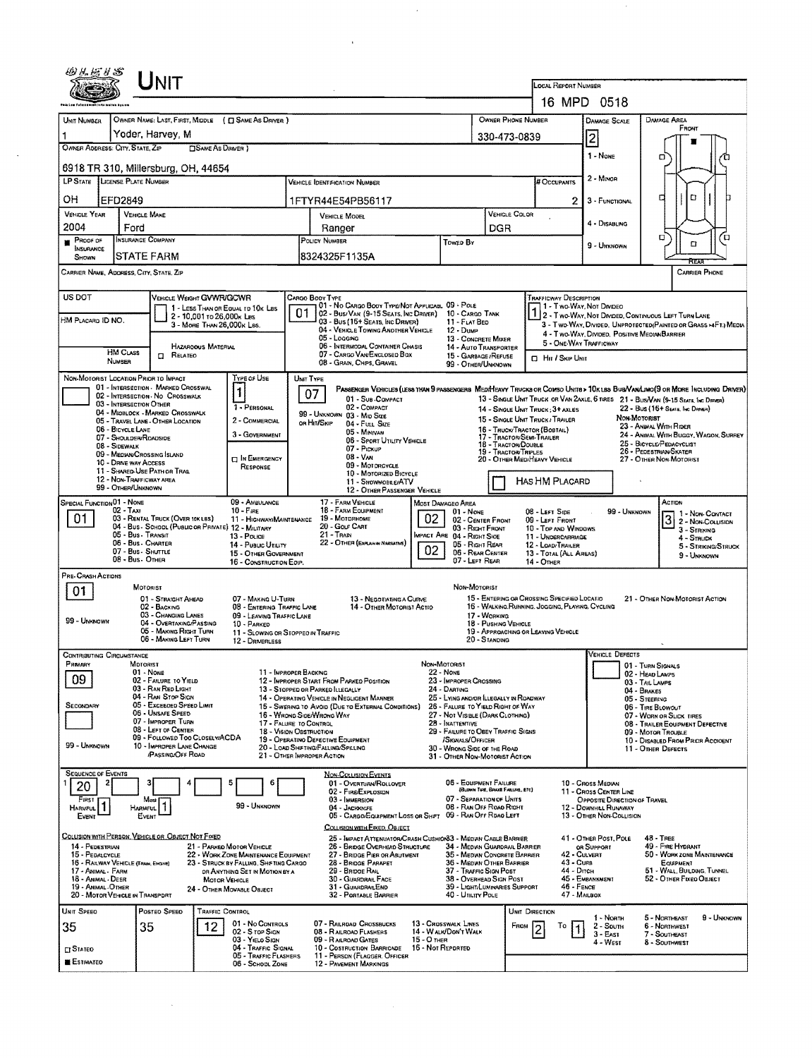# UNIT

LOCAL REPORT NUMBER: 16 MPD 0518

| UNIT NUMBER | OWNER NAME: LAST, FIRST, MIDDLE ( ☐ SAME AS DRIVER ) | OWNER PHONE NUMBER | DAMAGE SCALE | DAMAGE AREA |
|---|---|---|---|---|
| 1 | Yoder, Harvey, M | 330-473-0839 | 2 | FRONT |

OWNER ADDRESS: CITY, STATE, ZIP ☐ SAME AS DRIVER )

6918 TR 310, Millersburg, OH, 44654

DAMAGE SCALE: 1 - NONE; 2 - MINOR; 3 - FUNCTIONAL; 4 - DISABLING; 9 - UNKNOWN

| LP STATE | LICENSE PLATE NUMBER | VEHICLE IDENTIFICATION NUMBER | # OCCUPANTS |
|---|---|---|---|
| OH | EFD2849 | 1FTYR44E54PB56117 | 2 |

| VEHICLE YEAR | VEHICLE MAKE | VEHICLE MODEL | VEHICLE COLOR |
|---|---|---|---|
| 2004 | Ford | Ranger | DGR |

| PROOF OF INSURANCE SHOWN | INSURANCE COMPANY | POLICY NUMBER | TOWED BY |
|---|---|---|---|
| ■ | STATE FARM | 8324325F1135A | |

CARRIER NAME, ADDRESS, CITY, STATE, ZIP — CARRIER PHONE

US DOT

VEHICLE WEIGHT GVWR/GCWR: 1 - LESS THAN OR EQUAL TO 10K LBS; 2 - 10,001 TO 26,000K LBS; 3 - MORE THAN 26,000K LBS.

HM PLACARD ID NO.

HM CLASS NUMBER ☐ HAZARDOUS MATERIAL RELATED

CARGO BODY TYPE: **01** — 01 - NO CARGO BODY TYPE/NOT APPLICABLE; 02 - BUS/VAN (9-15 SEATS, INC DRIVER); 03 - BUS (16+ SEATS, INC DRIVER); 04 - VEHICLE TOWING ANOTHER VEHICLE; 05 - LOGGING; 06 - INTERMODAL CONTAINER CHASIS; 07 - CARGO VAN/ENCLOSED BOX; 08 - GRAIN, CHIPS, GRAVEL; 09 - POLE; 10 - CARGO TANK; 11 - FLAT BED; 12 - DUMP; 13 - CONCRETE MIXER; 14 - AUTO TRANSPORTER; 15 - GARBAGE/REFUSE; 99 - OTHER/UNKNOWN

TRAFFICWAY DESCRIPTION: **1** — 1 - TWO-WAY, NOT DIVIDED; 2 - TWO-WAY, NOT DIVIDED, CONTINUOUS LEFT TURN LANE; 3 - TWO-WAY, DIVIDED, UNPROTECTED(PAINTED OR GRASS >4FT.) MEDIA; 4 - TWO-WAY, DIVIDED, POSITIVE MEDIAN BARRIER; 5 - ONE-WAY TRAFFICWAY

☐ HIT / SKIP UNIT

NON-MOTORIST LOCATION PRIOR TO IMPACT: 01 - INTERSECTION - MARKED CROSSWAL; 02 - INTERSECTION - NO CROSSWALK; 03 - INTERSECTION OTHER; 04 - MIDBLOCK - MARKED CROSSWALK; 05 - TRAVEL LANE - OTHER LOCATION; 06 - BICYCLE LANE; 07 - SHOULDER/ROADSIDE; 08 - SIDEWALK; 09 - MEDIAN/CROSSING ISLAND; 10 - DRIVE WAY ACCESS; 11 - SHARED-USE PATH OR TRAIL; 12 - NON-TRAFFICWAY AREA; 99 - OTHER/UNKNOWN

TYPE OF USE: **1** — 1 - PERSONAL; 2 - COMMERCIAL; 3 - GOVERNMENT; ☐ IN EMERGENCY RESPONSE

UNIT TYPE: **07** — PASSENGER VEHICLES (LESS THAN 9 PASSENGERS MED/HEAVY TRUCKS OR COMBO UNITS > 10K LBS BUS/VAN/LIMO(9 OR MORE INCLUDING DRIVER): 01 - SUB-COMPACT; 02 - COMPACT; 99 - UNKNOWN 03 - MID SIZE; OR HIT/SKIP 04 - FULL SIZE; 05 - MINIVAN; 06 - SPORT UTILITY VEHICLE; 07 - PICKUP; 08 - VAN; 09 - MOTORCYCLE; 10 - MOTORIZED BICYCLE; 11 - SNOWMOBILE/ATV; 12 - OTHER PASSENGER VEHICLE; 13 - SINGLE UNIT TRUCK OR VAN 2AXLE, 6 TIRES; 14 - SINGLE UNIT TRUCK; 3+ AXLES; 15 - SINGLE UNIT TRUCK / TRAILER; 16 - TRUCK/TRACTOR (BOBTAIL); 17 - TRACTOR/SEMI-TRAILER; 18 - TRACTOR/DOUBLE; 19 - TRACTOR/TRIPLES; 20 - OTHER MED/HEAVY VEHICLE; 21 - BUS/VAN (9-15 SEATS, INC DRIVER); 22 - BUS (16+ SEATS, INC DRIVER); NON-MOTORIST: 23 - ANIMAL WITH RIDER; 24 - ANIMAL WITH BUGGY, WAGON, SURREY; 25 - BICYCLE/PEDACYCLIST; 26 - PEDESTRIAN/SKATER; 27 - OTHER NON-MOTORIST

☐ HAS HM PLACARD

SPECIAL FUNCTION: **01** — 01 - NONE; 02 - TAXI; 03 - RENTAL TRUCK (OVER 10K LBS); 04 - BUS - SCHOOL (PUBLIC OR PRIVATE); 05 - BUS - TRANSIT; 06 - BUS - CHARTER; 07 - BUS - SHUTTLE; 08 - BUS - OTHER; 09 - AMBULANCE; 10 - FIRE; 11 - HIGHWAY/MAINTENANCE; 12 - MILITARY; 13 - POLICE; 14 - PUBLIC UTILITY; 15 - OTHER GOVERNMENT; 16 - CONSTRUCTION EQIP.; 17 - FARM VEHICLE; 18 - FARM EQUIPMENT; 19 - MOTORHOME; 20 - GOLF CART; 21 - TRAIN; 22 - OTHER (EXPLAIN IN NARRATIVE)

MOST DAMAGED AREA: **02**; IMPACT AREA: **02** — 01 - NONE; 02 - CENTER FRONT; 03 - RIGHT FRONT; 04 - RIGHT SIDE; 05 - RIGHT REAR; 06 - REAR CENTER; 07 - LEFT REAR; 08 - LEFT SIDE; 09 - LEFT FRONT; 10 - TOP AND WINDOWS; 11 - UNDERCARRIAGE; 12 - LOAD/TRAILER; 13 - TOTAL (ALL AREAS); 14 - OTHER; 99 - UNKNOWN

ACTION: **3** — 1 - NON-CONTACT; 2 - NON-COLLISION; 3 - STRIKING; 4 - STRUCK; 5 - STRIKING/STRUCK; 9 - UNKNOWN

PRE-CRASH ACTIONS: **01**

MOTORIST: 01 - STRAIGHT AHEAD; 02 - BACKING; 03 - CHANGING LANES; 04 - OVERTAKING/PASSING; 05 - MAKING RIGHT TURN; 06 - MAKING LEFT TURN; 07 - MAKING U-TURN; 08 - ENTERING TRAFFIC LANE; 09 - LEAVING TRAFFIC LANE; 10 - PARKED; 11 - SLOWING OR STOPPED IN TRAFFIC; 12 - DRIVERLESS; 13 - NEGOTIATING A CURVE; 14 - OTHER MOTORIST ACTIO; 99 - UNKNOWN

NON-MOTORIST: 15 - ENTERING OR CROSSING SPECIFIED LOCATIO; 16 - WALKING, RUNNING, JOGGING, PLAYING, CYCLING; 17 - WORKING; 18 - PUSHING VEHICLE; 19 - APPROACHING OR LEAVING VEHICLE; 20 - STANDING; 21 - OTHER NON-MOTORIST ACTION

CONTRIBUTING CIRCUMSTANCE: PRIMARY **09**; SECONDARY (blank); 99 - UNKNOWN

MOTORIST: 01 - NONE; 02 - FAILURE TO YIELD; 03 - RAN RED LIGHT; 04 - RAN STOP SIGN; 05 - EXCEEDED SPEED LIMIT; 06 - UNSAFE SPEED; 07 - IMPROPER TURN; 08 - LEFT OF CENTER; 09 - FOLLOWED TOO CLOSELY/ACDA; 10 - IMPROPER LANE CHANGE /PASSING/OFF ROAD; 11 - IMPROPER BACKING; 12 - IMPROPER START FROM PARKED POSITION; 13 - STOPPED OR PARKED ILLEGALLY; 14 - OPERATING VEHICLE IN NEGLIGENT MANNER; 15 - SWERING TO AVOID (DUE TO EXTERNAL CONDITIONS); 16 - WRONG SIDE/WRONG WAY; 17 - FAILURE TO CONTROL; 18 - VISION OBSTRUCTION; 19 - OPERATING DEFECTIVE EQUIPMENT; 20 - LOAD SHIFTING/FALLING/SPILLING; 21 - OTHER IMPROPER ACTION

NON-MOTORIST: 22 - NONE; 23 - IMPROPER CROSSING; 24 - DARTING; 25 - LYING AND/OR ILLEGALLY IN ROADWAY; 26 - FAILURE TO YIELD RIGHT OF WAY; 27 - NOT VISIBLE (DARK CLOTHING); 28 - INATTENTIVE; 29 - FAILURE TO OBEY TRAFFIC SIGNS /SIGNALS/OFFICER; 30 - WRONG SIDE OF THE ROAD; 31 - OTHER NON-MOTORIST ACTION

VEHICLE DEFECTS: 01 - TURN SIGNALS; 02 - HEAD LAMPS; 03 - TAIL LAMPS; 04 - BRAKES; 05 - STEERING; 06 - TIRE BLOWOUT; 07 - WORN OR SLICK TIRES; 08 - TRAILER EQUIPMENT DEFECTIVE; 09 - MOTOR TROUBLE; 10 - DISABLED FROM PRIOR ACCIDENT; 11 - OTHER DEFECTS

SEQUENCE OF EVENTS: 1: **20**; 2–6: (blank)

FIRST HARMFUL EVENT: **1**; MOST HARMFUL EVENT: **1**; 99 - UNKNOWN

NON-COLLISION EVENTS: 01 - OVERTURN/ROLLOVER; 02 - FIRE/EXPLOSION; 03 - IMMERSION; 04 - JACKKNIFE; 05 - CARGO/EQUIPMENT LOSS OR SHIFT; 06 - EQUIPMENT FAILURE (BLOWN TIRE, BRAKE FAILURE, ETC); 07 - SEPARATION OF UNITS; 08 - RAN OFF ROAD RIGHT; 09 - RAN OFF ROAD LEFT; 10 - CROSS MEDIAN; 11 - CROSS CENTER LINE OPPOSITE DIRECTION OF TRAVEL; 12 - DOWNHILL RUNAWAY; 13 - OTHER NON-COLLISION

COLLISION WITH PERSON, VEHICLE OR OBJECT NOT FIXED: 14 - PEDESTRIAN; 15 - PEDALCYCLE; 16 - RAILWAY VEHICLE (TRAIN, ENGINE); 17 - ANIMAL - FARM; 18 - ANIMAL - DEER; 19 - ANIMAL - OTHER; 20 - MOTOR VEHICLE IN TRANSPORT; 21 - PARKED MOTOR VEHICLE; 22 - WORK ZONE MAINTENANCE EQUIPMENT; 23 - STRUCK BY FALLING, SHIFTING CARGO OR ANYTHING SET IN MOTION BY A MOTOR VEHICLE; 24 - OTHER MOVABLE OBJECT

COLLISION WITH FIXED, OBJECT: 25 - IMPACT ATTENUATOR/CRASH CUSHION; 26 - BRIDGE OVERHEAD STRUCTURE; 27 - BRIDGE PIER OR ABUTMENT; 28 - BRIDGE PARAPET; 29 - BRIDGE RAIL; 30 - GUARDRAIL FACE; 31 - GUARDRAILEND; 32 - PORTABLE BARRIER; 33 - MEDIAN CABLE BARRIER; 34 - MEDIAN GUARDRAIL BARRIER; 35 - MEDIAN CONCRETE BARRIER; 36 - MEDIAN OTHER BARRIER; 37 - TRAFFIC SIGN POST; 38 - OVERHEAD SIGN POST; 39 - LIGHT/LUMINARIES SUPPORT; 40 - UTILITY POLE; 41 - OTHER POST, POLE OR SUPPORT; 42 - CULVERT; 43 - CURB; 44 - DITCH; 45 - EMBANKMENT; 46 - FENCE; 47 - MAILBOX; 48 - TREE; 49 - FIRE HYDRANT; 50 - WORK ZONE MAINTENANCE EQUIPMENT; 51 - WALL, BUILDING, TUNNEL; 52 - OTHER FIXED OBJECT

| UNIT SPEED | POSTED SPEED | TRAFFIC CONTROL | UNIT DIRECTION |
|---|---|---|---|
| 35 | 35 | 12 | FROM 2 TO 1 |

☐ STATED ■ ESTIMATED

TRAFFIC CONTROL: 01 - NO CONTROLS; 02 - STOP SIGN; 03 - YIELD SIGN; 04 - TRAFFIC SIGNAL; 05 - TRAFFIC FLASHERS; 06 - SCHOOL ZONE; 07 - RAILROAD CROSSBUCKS; 08 - RAILROAD FLASHERS; 09 - RAILROAD GATES; 10 - COSTRUCTION BARRICADE; 11 - PERSON (FLAGGER, OFFICER; 12 - PAVEMENT MARKINGS; 13 - CROSSWALK LINES; 14 - WALK/DON'T WALK; 15 - OTHER; 16 - NOT REPORTED

UNIT DIRECTION: 1 - NORTH; 2 - SOUTH; 3 - EAST; 4 - WEST; 5 - NORTHEAST; 6 - NORTHWEST; 7 - SOUTHEAST; 8 - SOUTHWEST; 9 - UNKNOWN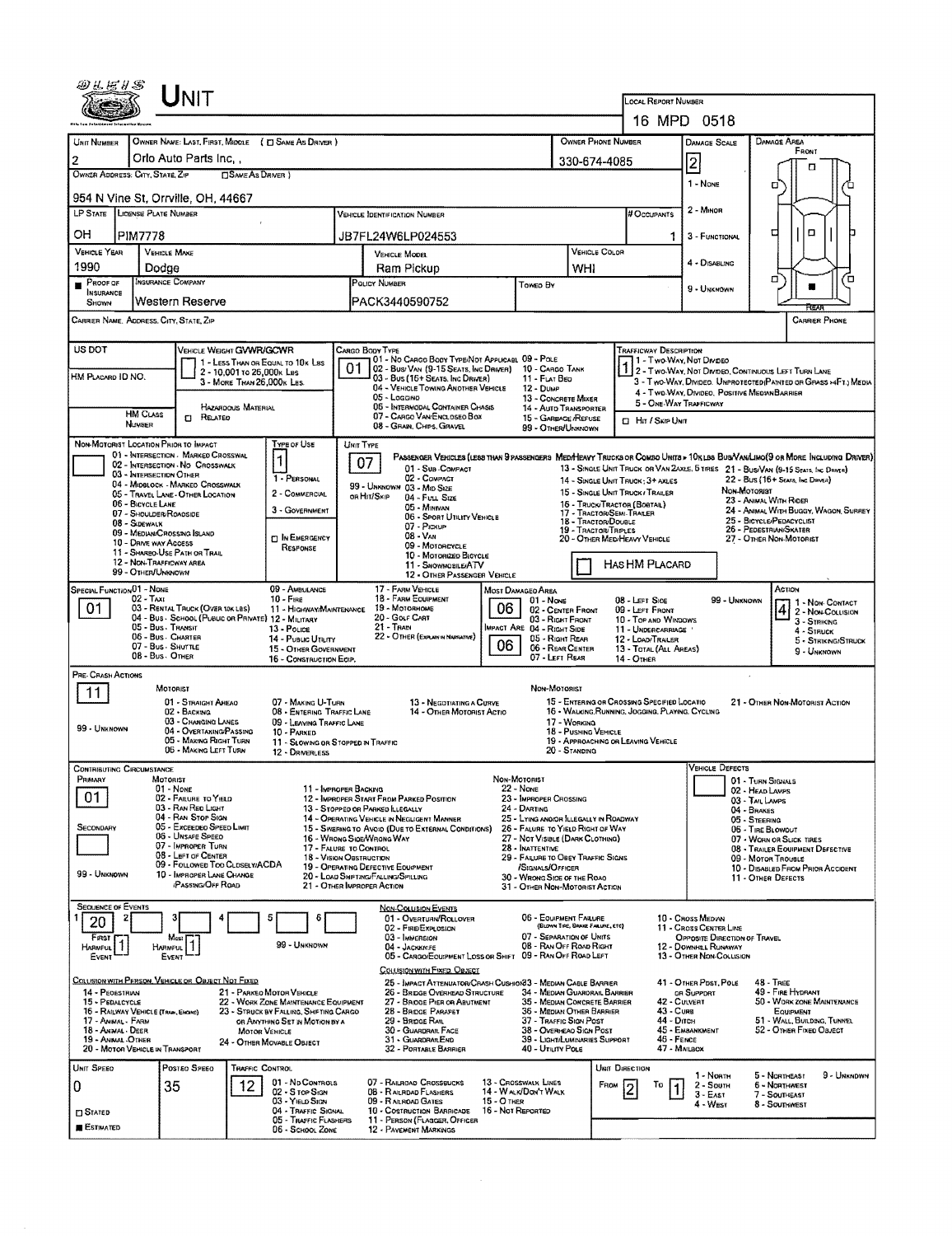# UNIT

**LOCAL REPORT NUMBER:** 16 MPD 0518

| UNIT NUMBER | OWNER NAME: LAST, FIRST, MIDDLE ( ☐ SAME AS DRIVER ) | OWNER PHONE NUMBER | DAMAGE SCALE |
|---|---|---|---|
| 2 | Orlo Auto Parts Inc, , | 330-674-4085 | 2 |

**OWNER ADDRESS: CITY, STATE, ZIP** ☐ SAME AS DRIVER )
954 N Vine St, Orrville, OH, 44667

DAMAGE SCALE: 1 - NONE, 2 - MINOR, 3 - FUNCTIONAL, 4 - DISABLING, 9 - UNKNOWN

DAMAGE AREA: FRONT / REAR

| LP STATE | LICENSE PLATE NUMBER | VEHICLE IDENTIFICATION NUMBER | # OCCUPANTS |
|---|---|---|---|
| OH | PIM7778 | JB7FL24W6LP024553 | 1 |

| VEHICLE YEAR | VEHICLE MAKE | VEHICLE MODEL | VEHICLE COLOR |
|---|---|---|---|
| 1990 | Dodge | Ram Pickup | WHI |

| PROOF OF INSURANCE SHOWN | INSURANCE COMPANY | POLICY NUMBER | TOWED BY |
|---|---|---|---|
| ■ | Western Reserve | PACK3440590752 | |

CARRIER NAME, ADDRESS, CITY, STATE, ZIP — CARRIER PHONE

US DOT

VEHICLE WEIGHT GVWR/GCWR: 1 - LESS THAN OR EQUAL TO 10K LBS; 2 - 10,001 TO 26,000K LBS; 3 - MORE THAN 26,000K LBS.

HM PLACARD ID NO.

HAZARDOUS MATERIAL — HM CLASS NUMBER ☐ RELATED

CARGO BODY TYPE: **01**
01 - NO CARGO BODY TYPE/NOT APPLICABLE; 02 - BUS/VAN (9-15 SEATS, INC DRIVER); 03 - BUS (16+ SEATS, INC DRIVER); 04 - VEHICLE TOWING ANOTHER VEHICLE; 05 - LOGGING; 06 - INTERMODAL CONTAINER CHASIS; 07 - CARGO VAN/ENCLOSED BOX; 08 - GRAIN, CHIPS, GRAVEL; 09 - POLE; 10 - CARGO TANK; 11 - FLAT BED; 12 - DUMP; 13 - CONCRETE MIXER; 14 - AUTO TRANSPORTER; 15 - GARBAGE/REFUSE; 99 - OTHER/UNKNOWN

TRAFFICWAY DESCRIPTION: **1**
1 - TWO-WAY, NOT DIVIDED; 2 - TWO-WAY, NOT DIVIDED, CONTINUOUS LEFT TURN LANE; 3 - TWO-WAY, DIVIDED, UNPROTECTED (PAINTED OR GRASS >4FT.) MEDIA; 4 - TWO-WAY, DIVIDED, POSITIVE MEDIAN BARRIER; 5 - ONE-WAY TRAFFICWAY
☐ HIT / SKIP UNIT

NON-MOTORIST LOCATION PRIOR TO IMPACT: 01 - INTERSECTION - MARKED CROSSWALK; 02 - INTERSECTION - NO CROSSWALK; 03 - INTERSECTION OTHER; 04 - MIDBLOCK - MARKED CROSSWALK; 05 - TRAVEL LANE - OTHER LOCATION; 06 - BICYCLE LANE; 07 - SHOULDER/ROADSIDE; 08 - SIDEWALK; 09 - MEDIAN/CROSSING ISLAND; 10 - DRIVE WAY ACCESS; 11 - SHARED-USE PATH OR TRAIL; 12 - NON-TRAFFICWAY AREA; 99 - OTHER/UNKNOWN

TYPE OF USE: **1**
1 - PERSONAL; 2 - COMMERCIAL; 3 - GOVERNMENT; ☐ IN EMERGENCY RESPONSE

UNIT TYPE: **07**
PASSENGER VEHICLES (LESS THAN 9 PASSENGERS MED/HEAVY TRUCKS OR COMBO UNITS > 10K LBS BUS/VAN/LIMO(9 OR MORE INCLUDING DRIVER): 01 - SUB-COMPACT; 02 - COMPACT; 99 - UNKNOWN 03 - MID SIZE OR HIT/SKIP; 04 - FULL SIZE; 05 - MINIVAN; 06 - SPORT UTILITY VEHICLE; 07 - PICKUP; 08 - VAN; 09 - MOTORCYCLE; 10 - MOTORIZED BICYCLE; 11 - SNOWMOBILE/ATV; 12 - OTHER PASSENGER VEHICLE; 13 - SINGLE UNIT TRUCK OR VAN 2AXLE, 6 TIRES; 14 - SINGLE UNIT TRUCK: 3+ AXLES; 15 - SINGLE UNIT TRUCK / TRAILER; 16 - TRUCK/TRACTOR (BOBTAIL); 17 - TRACTOR/SEMI-TRAILER; 18 - TRACTOR/DOUBLE; 19 - TRACTOR/TRIPLES; 20 - OTHER MED/HEAVY VEHICLE; 21 - BUS/VAN (9-15 SEATS, INC DRIVER); 22 - BUS (16+ SEATS, INC DRIVER); NON-MOTORIST: 23 - ANIMAL WITH RIDER; 24 - ANIMAL WITH BUGGY, WAGON, SURREY; 25 - BICYCLE/PEDACYCLIST; 26 - PEDESTRIAN/SKATER; 27 - OTHER NON-MOTORIST
☐ HAS HM PLACARD

SPECIAL FUNCTION: **01**
01 - NONE; 02 - TAXI; 03 - RENTAL TRUCK (OVER 10K LBS); 04 - BUS - SCHOOL (PUBLIC OR PRIVATE); 05 - BUS - TRANSIT; 06 - BUS - CHARTER; 07 - BUS - SHUTTLE; 08 - BUS - OTHER; 09 - AMBULANCE; 10 - FIRE; 11 - HIGHWAY/MAINTENANCE; 12 - MILITARY; 13 - POLICE; 14 - PUBLIC UTILITY; 15 - OTHER GOVERNMENT; 16 - CONSTRUCTION EQIP.; 17 - FARM VEHICLE; 18 - FARM EQUIPMENT; 19 - MOTORHOME; 20 - GOLF CART; 21 - TRAIN; 22 - OTHER (EXPLAIN IN NARRATIVE)

MOST DAMAGED AREA: **06**; IMPACT AREA: **06**
01 - NONE; 02 - CENTER FRONT; 03 - RIGHT FRONT; 04 - RIGHT SIDE; 05 - RIGHT REAR; 06 - REAR CENTER; 07 - LEFT REAR; 08 - LEFT SIDE; 09 - LEFT FRONT; 10 - TOP AND WINDOWS; 11 - UNDERCARRIAGE; 12 - LOAD/TRAILER; 13 - TOTAL (ALL AREAS); 14 - OTHER; 99 - UNKNOWN

ACTION: **4**
1 - NON-CONTACT; 2 - NON-COLLISION; 3 - STRIKING; 4 - STRUCK; 5 - STRIKING/STRUCK; 9 - UNKNOWN

PRE-CRASH ACTIONS: **11**
MOTORIST: 01 - STRAIGHT AHEAD; 02 - BACKING; 03 - CHANGING LANES; 04 - OVERTAKING/PASSING; 05 - MAKING RIGHT TURN; 06 - MAKING LEFT TURN; 07 - MAKING U-TURN; 08 - ENTERING TRAFFIC LANE; 09 - LEAVING TRAFFIC LANE; 10 - PARKED; 11 - SLOWING OR STOPPED IN TRAFFIC; 12 - DRIVERLESS; 13 - NEGOTIATING A CURVE; 14 - OTHER MOTORIST ACTIO
NON-MOTORIST: 15 - ENTERING OR CROSSING SPECIFIED LOCATIO; 16 - WALKING, RUNNING, JOGGING, PLAYING, CYCLING; 17 - WORKING; 18 - PUSHING VEHICLE; 19 - APPROACHING OR LEAVING VEHICLE; 20 - STANDING; 21 - OTHER NON-MOTORIST ACTION
99 - UNKNOWN

CONTRIBUTING CIRCUMSTANCE — PRIMARY: **01**; SECONDARY: (blank)
MOTORIST: 01 - NONE; 02 - FAILURE TO YIELD; 03 - RAN RED LIGHT; 04 - RAN STOP SIGN; 05 - EXCEEDED SPEED LIMIT; 06 - UNSAFE SPEED; 07 - IMPROPER TURN; 08 - LEFT OF CENTER; 09 - FOLLOWED TOO CLOSELY/ACDA; 10 - IMPROPER LANE CHANGE /PASSING/OFF ROAD; 11 - IMPROPER BACKING; 12 - IMPROPER START FROM PARKED POSITION; 13 - STOPPED OR PARKED ILLEGALLY; 14 - OPERATING VEHICLE IN NEGLIGENT MANNER; 15 - SWERING TO AVOID (DUE TO EXTERNAL CONDITIONS); 16 - WRONG SIDE/WRONG WAY; 17 - FALURE TO CONTROL; 18 - VISION OBSTRUCTION; 19 - OPERATING DEFECTIVE EQUIPMENT; 20 - LOAD SHIFTING/FALLING/SPILLING; 21 - OTHER IMPROPER ACTION
NON-MOTORIST: 22 - NONE; 23 - IMPROPER CROSSING; 24 - DARTING; 25 - LYING AND/OR ILLEGALLY IN ROADWAY; 26 - FALURE TO YIELD RIGHT OF WAY; 27 - NOT VISIBLE (DARK CLOTHING); 28 - INATTENTIVE; 29 - FAILURE TO OBEY TRAFFIC SIGNS /SIGNALS/OFFICER; 30 - WRONG SIDE OF THE ROAD; 31 - OTHER NON-MOTORIST ACTION
99 - UNKNOWN

VEHICLE DEFECTS: 01 - TURN SIGNALS; 02 - HEAD LAMPS; 03 - TAIL LAMPS; 04 - BRAKES; 05 - STEERING; 06 - TIRE BLOWOUT; 07 - WORN OR SLICK TIRES; 08 - TRAILER EQUIPMENT DEFECTIVE; 09 - MOTOR TROUBLE; 10 - DISABLED FROM PRIOR ACCIDENT; 11 - OTHER DEFECTS

SEQUENCE OF EVENTS: 1: **20**, 2: , 3: , 4: , 5: , 6:
FIRST HARMFUL EVENT: **1**; MOST HARMFUL EVENT: **1**; 99 - UNKNOWN

NON-COLLISION EVENTS: 01 - OVERTURN/ROLLOVER; 02 - FIRE/EXPLOSION; 03 - IMMERSION; 04 - JACKKNIFE; 05 - CARGO/EQUIPMENT LOSS OR SHIFT; 06 - EQUIPMENT FAILURE (BLOWN TIRE, BRAKE FAILURE, ETC); 07 - SEPARATION OF UNITS; 08 - RAN OFF ROAD RIGHT; 09 - RAN OFF ROAD LEFT; 10 - CROSS MEDIAN; 11 - CROSS CENTER LINE OPPOSITE DIRECTION OF TRAVEL; 12 - DOWNHILL RUNAWAY; 13 - OTHER NON-COLLISION

COLLISION WITH PERSON, VEHICLE OR OBJECT NOT FIXED: 14 - PEDESTRIAN; 15 - PEDALCYCLE; 16 - RAILWAY VEHICLE (TRAIN, ENGINE); 17 - ANIMAL - FARM; 18 - ANIMAL - DEER; 19 - ANIMAL - OTHER; 20 - MOTOR VEHICLE IN TRANSPORT; 21 - PARKED MOTOR VEHICLE; 22 - WORK ZONE MAINTENANCE EQUIPMENT; 23 - STRUCK BY FALLING, SHIFTING CARGO OR ANYTHING SET IN MOTION BY A MOTOR VEHICLE; 24 - OTHER MOVABLE OBJECT

COLLISION WITH FIXED OBJECT: 25 - IMPACT ATTENUATOR/CRASH CUSHION; 26 - BRIDGE OVERHEAD STRUCTURE; 27 - BRIDGE PIER OR ABUTMENT; 28 - BRIDGE PARAPET; 29 - BRIDGE RAIL; 30 - GUARDRAIL FACE; 31 - GUARDRAIL END; 32 - PORTABLE BARRIER; 33 - MEDIAN CABLE BARRIER; 34 - MEDIAN GUARDRAIL BARRIER; 35 - MEDIAN CONCRETE BARRIER; 36 - MEDIAN OTHER BARRIER; 37 - TRAFFIC SIGN POST; 38 - OVERHEAD SIGN POST; 39 - LIGHT/LUMINARIES SUPPORT; 40 - UTILITY POLE; 41 - OTHER POST, POLE OR SUPPORT; 42 - CULVERT; 43 - CURB; 44 - DITCH; 45 - EMBANKMENT; 46 - FENCE; 47 - MAILBOX; 48 - TREE; 49 - FIRE HYDRANT; 50 - WORK ZONE MAINTENANCE EQUIPMENT; 51 - WALL, BUILDING, TUNNEL; 52 - OTHER FIXED OBJECT

| UNIT SPEED | POSTED SPEED | TRAFFIC CONTROL | UNIT DIRECTION |
|---|---|---|---|
| 0 | 35 | 12 | FROM 2 TO 1 |

☐ STATED ■ ESTIMATED

TRAFFIC CONTROL: 01 - NO CONTROLS; 02 - STOP SIGN; 03 - YIELD SIGN; 04 - TRAFFIC SIGNAL; 05 - TRAFFIC FLASHERS; 06 - SCHOOL ZONE; 07 - RAILROAD CROSSBUCKS; 08 - RAILROAD FLASHERS; 09 - RAILROAD GATES; 10 - COSTRUCTION BARRICADE; 11 - PERSON (FLAGGER, OFFICER; 12 - PAVEMENT MARKINGS; 13 - CROSSWALK LINES; 14 - WALK/DON'T WALK; 15 - OTHER; 16 - NOT REPORTED

UNIT DIRECTION: 1 - NORTH; 2 - SOUTH; 3 - EAST; 4 - WEST; 5 - NORTHEAST; 6 - NORTHWEST; 7 - SOUTHEAST; 8 - SOUTHWEST; 9 - UNKNOWN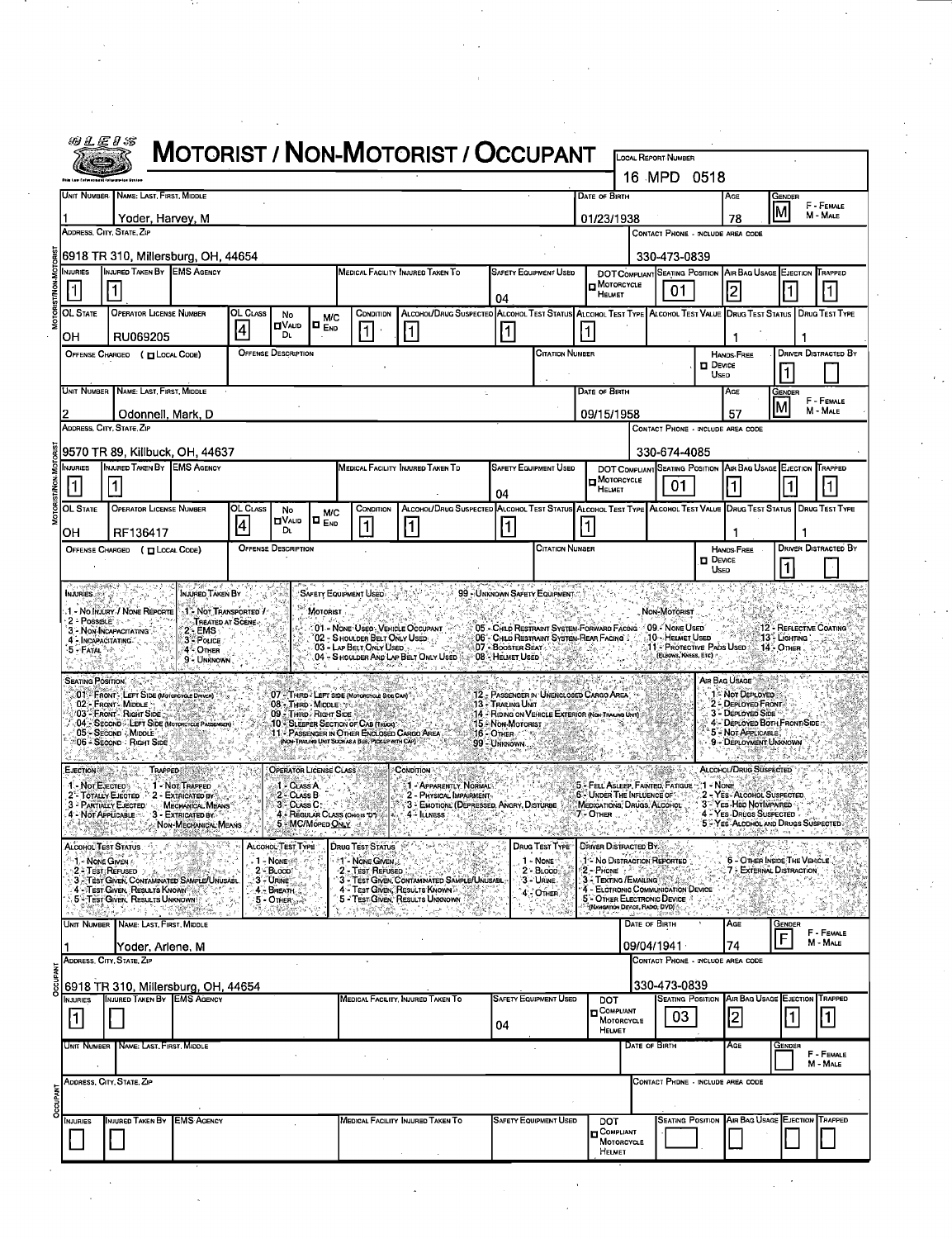# MOTORIST / NON-MOTORIST / OCCUPANT

OLEIS — Ohio Law Enforcement Information System

| LOCAL REPORT NUMBER |
|---|
| 16 MPD 0518 |

## MOTORIST/NON-MOTORIST

| UNIT NUMBER | NAME: LAST, FIRST, MIDDLE | DATE OF BIRTH | AGE | GENDER (F - FEMALE, M - MALE) |
|---|---|---|---|---|
| 1 | Yoder, Harvey, M | 01/23/1938 | 78 | M |

| ADDRESS, CITY, STATE, ZIP | CONTACT PHONE - INCLUDE AREA CODE |
|---|---|
| 6918 TR 310, Millersburg, OH, 44654 | 330-473-0839 |

| INJURIES | INJURED TAKEN BY | EMS AGENCY | MEDICAL FACILITY INJURED TAKEN TO | SAFETY EQUIPMENT USED | DOT COMPLIANT MOTORCYCLE HELMET | SEATING POSITION | AIR BAG USAGE | EJECTION | TRAPPED |
|---|---|---|---|---|---|---|---|---|---|
| 1 | 1 | | | 04 | | 01 | 2 | 1 | 1 |

| OL STATE | OPERATOR LICENSE NUMBER | OL CLASS | NO VALID DL | M/C END | CONDITION | ALCOHOL/DRUG SUSPECTED | ALCOHOL TEST STATUS | ALCOHOL TEST TYPE | ALCOHOL TEST VALUE | DRUG TEST STATUS | DRUG TEST TYPE |
|---|---|---|---|---|---|---|---|---|---|---|---|
| OH | RU069205 | 4 | | | 1 | 1 | 1 | 1 | | 1 | 1 |

| OFFENSE CHARGED ( LOCAL CODE) | OFFENSE DESCRIPTION | CITATION NUMBER | HANDS-FREE DEVICE USED | DRIVER DISTRACTED BY |
|---|---|---|---|---|
| | | | | 1 |

| UNIT NUMBER | NAME: LAST, FIRST, MIDDLE | DATE OF BIRTH | AGE | GENDER (F - FEMALE, M - MALE) |
|---|---|---|---|---|
| 2 | Odonnell, Mark, D | 09/15/1958 | 57 | M |

| ADDRESS, CITY, STATE, ZIP | CONTACT PHONE - INCLUDE AREA CODE |
|---|---|
| 9570 TR 89, Killbuck, OH, 44637 | 330-674-4085 |

| INJURIES | INJURED TAKEN BY | EMS AGENCY | MEDICAL FACILITY INJURED TAKEN TO | SAFETY EQUIPMENT USED | DOT COMPLIANT MOTORCYCLE HELMET | SEATING POSITION | AIR BAG USAGE | EJECTION | TRAPPED |
|---|---|---|---|---|---|---|---|---|---|
| 1 | 1 | | | 04 | | 01 | 1 | 1 | 1 |

| OL STATE | OPERATOR LICENSE NUMBER | OL CLASS | NO VALID DL | M/C END | CONDITION | ALCOHOL/DRUG SUSPECTED | ALCOHOL TEST STATUS | ALCOHOL TEST TYPE | ALCOHOL TEST VALUE | DRUG TEST STATUS | DRUG TEST TYPE |
|---|---|---|---|---|---|---|---|---|---|---|---|
| OH | RF136417 | 4 | | | 1 | 1 | 1 | 1 | | 1 | 1 |

| OFFENSE CHARGED ( LOCAL CODE) | OFFENSE DESCRIPTION | CITATION NUMBER | HANDS-FREE DEVICE USED | DRIVER DISTRACTED BY |
|---|---|---|---|---|
| | | | | 1 |

## Codes

**INJURIES:** 1 - No Injury / None Reported; 2 - Possible; 3 - Non-Incapacitating; 4 - Incapacitating; 5 - Fatal

**INJURED TAKEN BY:** 1 - Not Transported / Treated at Scene; 2 - EMS; 3 - Police; 4 - Other; 9 - Unknown

**SAFETY EQUIPMENT USED:** 99 - Unknown Safety Equipment

Motorist: 01 - None Used - Vehicle Occupant; 02 - Shoulder Belt Only Used; 03 - Lap Belt Only Used; 04 - Shoulder And Lap Belt Only Used; 05 - Child Restraint System-Forward Facing; 06 - Child Restraint System-Rear Facing; 07 - Booster Seat; 08 - Helmet Used

Non-Motorist: 09 - None Used; 10 - Helmet Used; 11 - Protective Pads Used (Elbows, Knees, Etc); 12 - Reflective Coating; 13 - Lighting; 14 - Other

**SEATING POSITION:** 01 - Front - Left Side (Motorcycle Driver); 02 - Front - Middle; 03 - Front - Right Side; 04 - Second - Left Side (Motorcycle Passenger); 05 - Second - Middle; 06 - Second - Right Side; 07 - Third - Left Side (Motorcycle Side Car); 08 - Third - Middle; 09 - Third - Right Side; 10 - Sleeper Section of Cab (Truck); 11 - Passenger in Other Enclosed Cargo Area (Non-Trailing Unit Such as a Bus, Pickup with Cap); 12 - Passenger in Unenclosed Cargo Area; 13 - Trailing Unit; 14 - Riding on Vehicle Exterior (Non-Trailing Unit); 15 - Non-Motorist; 16 - Other; 99 - Unknown

**AIR BAG USAGE:** 1 - Not Deployed; 2 - Deployed Front; 3 - Deployed Side; 4 - Deployed Both Front/Side; 5 - Not Applicable; 9 - Deployment Unknown

**EJECTION:** 1 - Not Ejected; 2 - Totally Ejected; 3 - Partially Ejected; 4 - Not Applicable

**TRAPPED:** 1 - Not Trapped; 2 - Extricated by Mechanical Means; 3 - Extricated by Non-Mechanical Means

**OPERATOR LICENSE CLASS:** 1 - Class A; 2 - Class B; 3 - Class C; 4 - Regular Class (Ohio is "D"); 5 - M/C Moped Only

**CONDITION:** 1 - Apparently Normal; 2 - Physical Impairment; 3 - Emotional (Depressed, Angry, Disturbed); 4 - Illness; 5 - Fell Asleep, Fainted, Fatigue; 6 - Under The Influence of Medications, Drugs, Alcohol; 7 - Other

**ALCOHOL/DRUG SUSPECTED:** 1 - None; 2 - Yes - Alcohol Suspected; 3 - Yes - HBD Not Impaired; 4 - Yes - Drugs Suspected; 5 - Yes - Alcohol and Drugs Suspected

**ALCOHOL TEST STATUS:** 1 - None Given; 2 - Test Refused; 3 - Test Given, Contaminated Sample/Unusable; 4 - Test Given, Results Known; 5 - Test Given, Results Unknown

**ALCOHOL TEST TYPE:** 1 - None; 2 - Blood; 3 - Urine; 4 - Breath; 5 - Other

**DRUG TEST STATUS:** 1 - None Given; 2 - Test Refused; 3 - Test Given, Contaminated Sample/Unusable; 4 - Test Given, Results Known; 5 - Test Given, Results Unknown

**DRUG TEST TYPE:** 1 - None; 2 - Blood; 3 - Urine; 4 - Other

**DRIVER DISTRACTED BY:** 1 - No Distraction Reported; 2 - Phone; 3 - Texting / Emailing; 4 - Electronic Communication Device; 5 - Other Electronic Device (Navigation Device, Radio, DVD); 6 - Other Inside The Vehicle; 7 - External Distraction

## OCCUPANT

| UNIT NUMBER | NAME: LAST, FIRST, MIDDLE | DATE OF BIRTH | AGE | GENDER (F - FEMALE, M - MALE) |
|---|---|---|---|---|
| 1 | Yoder, Arlene, M | 09/04/1941 | 74 | F |

| ADDRESS, CITY, STATE, ZIP | CONTACT PHONE - INCLUDE AREA CODE |
|---|---|
| 6918 TR 310, Millersburg, OH, 44654 | 330-473-0839 |

| INJURIES | INJURED TAKEN BY | EMS AGENCY | MEDICAL FACILITY INJURED TAKEN TO | SAFETY EQUIPMENT USED | DOT COMPLIANT MOTORCYCLE HELMET | SEATING POSITION | AIR BAG USAGE | EJECTION | TRAPPED |
|---|---|---|---|---|---|---|---|---|---|
| 1 | | | | 04 | | 03 | 2 | 1 | 1 |

## OCCUPANT

| UNIT NUMBER | NAME: LAST, FIRST, MIDDLE | DATE OF BIRTH | AGE | GENDER (F - FEMALE, M - MALE) |
|---|---|---|---|---|
| | | | | |

| ADDRESS, CITY, STATE, ZIP | CONTACT PHONE - INCLUDE AREA CODE |
|---|---|
| | |

| INJURIES | INJURED TAKEN BY | EMS AGENCY | MEDICAL FACILITY INJURED TAKEN TO | SAFETY EQUIPMENT USED | DOT COMPLIANT MOTORCYCLE HELMET | SEATING POSITION | AIR BAG USAGE | EJECTION | TRAPPED |
|---|---|---|---|---|---|---|---|---|---|
| | | | | | | | | | |